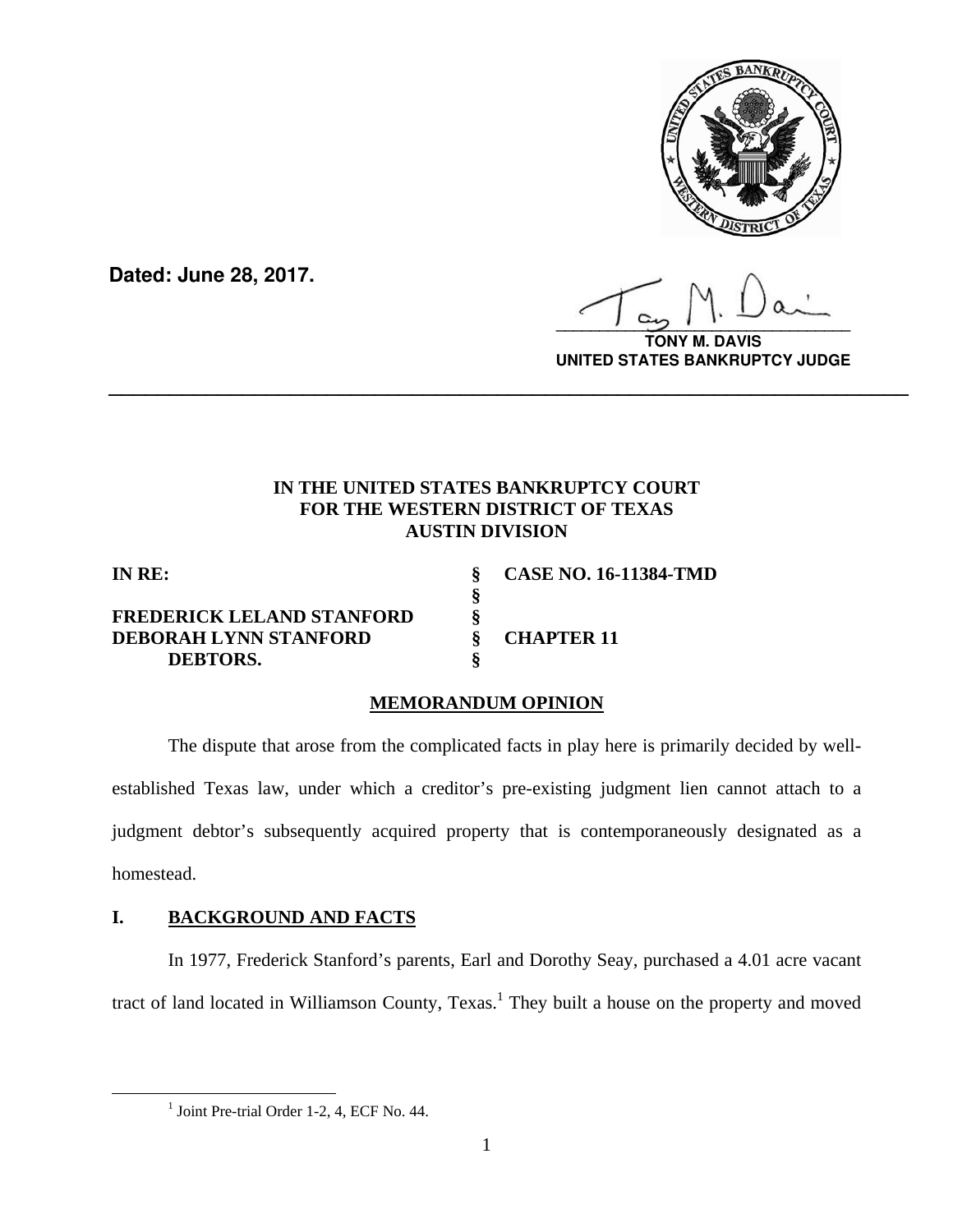**Dated: June 28, 2017.**

**TONY M. DAVIS**
**UNITED STATES BANKRUPTCY JUDGE**

---

**IN THE UNITED STATES BANKRUPTCY COURT**
**FOR THE WESTERN DISTRICT OF TEXAS**
**AUSTIN DIVISION**

| | | |
|---|---|---|
| **IN RE:** | **§** | **CASE NO. 16-11384-TMD** |
| | **§** | |
| **FREDERICK LELAND STANFORD** | **§** | |
| **DEBORAH LYNN STANFORD** | **§** | **CHAPTER 11** |
| **DEBTORS.** | **§** | |

**MEMORANDUM OPINION**

The dispute that arose from the complicated facts in play here is primarily decided by well-established Texas law, under which a creditor's pre-existing judgment lien cannot attach to a judgment debtor's subsequently acquired property that is contemporaneously designated as a homestead.

## I. BACKGROUND AND FACTS

In 1977, Frederick Stanford's parents, Earl and Dorothy Seay, purchased a 4.01 acre vacant tract of land located in Williamson County, Texas.[1] They built a house on the property and moved

---

[1] Joint Pre-trial Order 1-2, 4, ECF No. 44.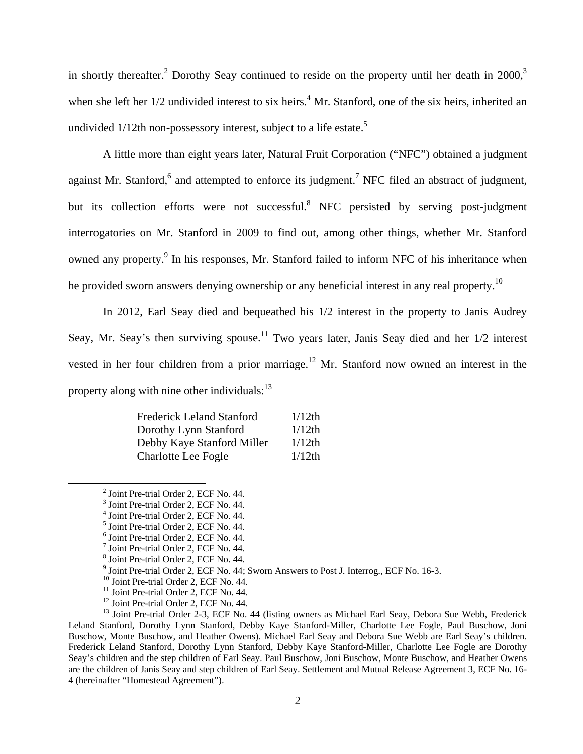in shortly thereafter.[2] Dorothy Seay continued to reside on the property until her death in 2000,[3] when she left her 1/2 undivided interest to six heirs.[4] Mr. Stanford, one of the six heirs, inherited an undivided 1/12th non-possessory interest, subject to a life estate.[5]

A little more than eight years later, Natural Fruit Corporation ("NFC") obtained a judgment against Mr. Stanford,[6] and attempted to enforce its judgment.[7] NFC filed an abstract of judgment, but its collection efforts were not successful.[8] NFC persisted by serving post-judgment interrogatories on Mr. Stanford in 2009 to find out, among other things, whether Mr. Stanford owned any property.[9] In his responses, Mr. Stanford failed to inform NFC of his inheritance when he provided sworn answers denying ownership or any beneficial interest in any real property.[10]

In 2012, Earl Seay died and bequeathed his 1/2 interest in the property to Janis Audrey Seay, Mr. Seay's then surviving spouse.[11] Two years later, Janis Seay died and her 1/2 interest vested in her four children from a prior marriage.[12] Mr. Stanford now owned an interest in the property along with nine other individuals:[13]

| | |
|---|---|
| Frederick Leland Stanford | 1/12th |
| Dorothy Lynn Stanford | 1/12th |
| Debby Kaye Stanford Miller | 1/12th |
| Charlotte Lee Fogle | 1/12th |

---

[2] Joint Pre-trial Order 2, ECF No. 44.

[3] Joint Pre-trial Order 2, ECF No. 44.

[4] Joint Pre-trial Order 2, ECF No. 44.

[5] Joint Pre-trial Order 2, ECF No. 44.

[6] Joint Pre-trial Order 2, ECF No. 44.

[7] Joint Pre-trial Order 2, ECF No. 44.

[8] Joint Pre-trial Order 2, ECF No. 44.

[9] Joint Pre-trial Order 2, ECF No. 44; Sworn Answers to Post J. Interrog., ECF No. 16-3.

[10] Joint Pre-trial Order 2, ECF No. 44.

[11] Joint Pre-trial Order 2, ECF No. 44.

[12] Joint Pre-trial Order 2, ECF No. 44.

[13] Joint Pre-trial Order 2-3, ECF No. 44 (listing owners as Michael Earl Seay, Debora Sue Webb, Frederick Leland Stanford, Dorothy Lynn Stanford, Debby Kaye Stanford-Miller, Charlotte Lee Fogle, Paul Buschow, Joni Buschow, Monte Buschow, and Heather Owens). Michael Earl Seay and Debora Sue Webb are Earl Seay's children. Frederick Leland Stanford, Dorothy Lynn Stanford, Debby Kaye Stanford-Miller, Charlotte Lee Fogle are Dorothy Seay's children and the step children of Earl Seay. Paul Buschow, Joni Buschow, Monte Buschow, and Heather Owens are the children of Janis Seay and step children of Earl Seay. Settlement and Mutual Release Agreement 3, ECF No. 16-4 (hereinafter "Homestead Agreement").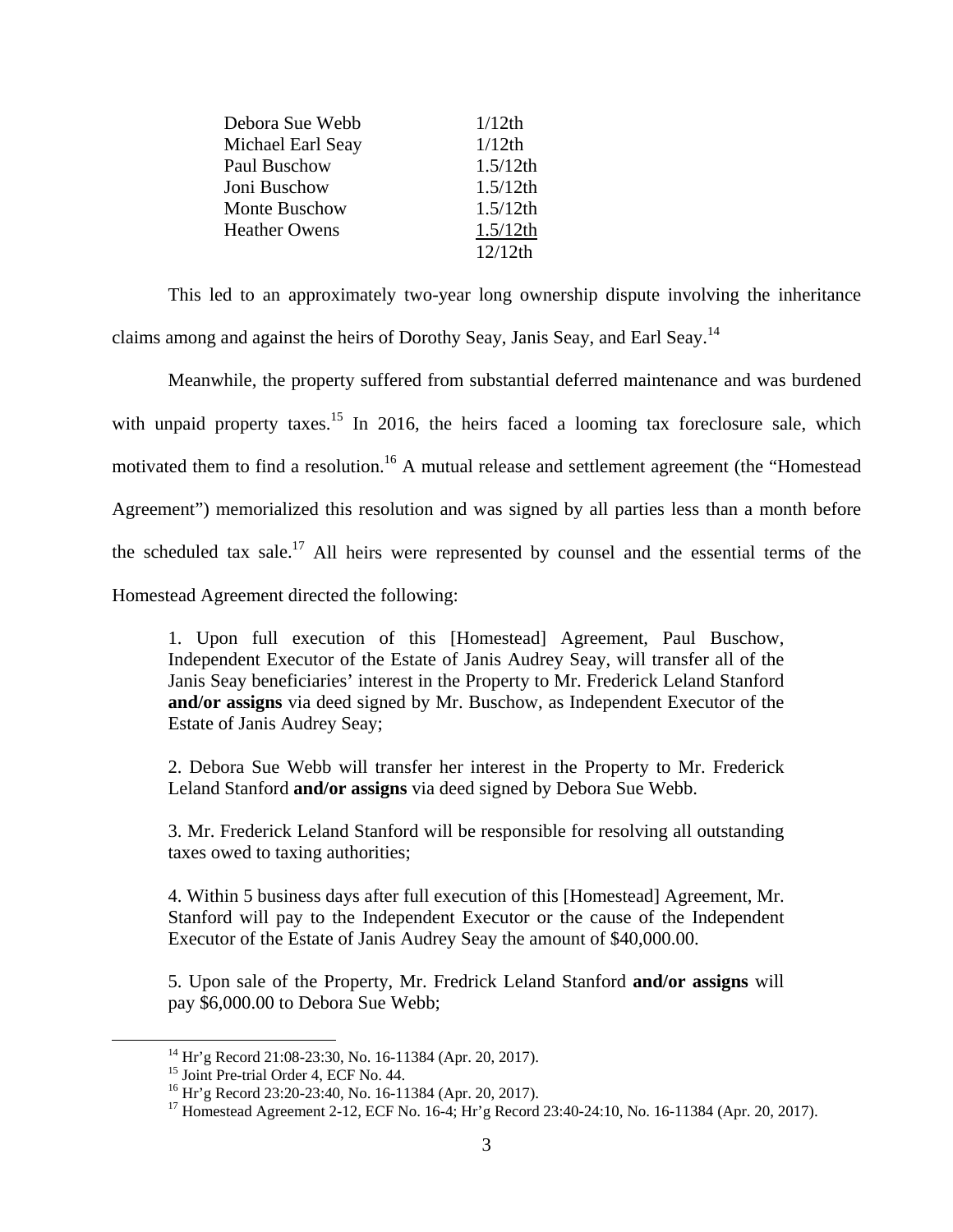| | |
|---|---|
| Debora Sue Webb | 1/12th |
| Michael Earl Seay | 1/12th |
| Paul Buschow | 1.5/12th |
| Joni Buschow | 1.5/12th |
| Monte Buschow | 1.5/12th |
| Heather Owens | 1.5/12th |
| | 12/12th |

This led to an approximately two-year long ownership dispute involving the inheritance claims among and against the heirs of Dorothy Seay, Janis Seay, and Earl Seay.[14]

Meanwhile, the property suffered from substantial deferred maintenance and was burdened with unpaid property taxes.[15] In 2016, the heirs faced a looming tax foreclosure sale, which motivated them to find a resolution.[16] A mutual release and settlement agreement (the "Homestead Agreement") memorialized this resolution and was signed by all parties less than a month before the scheduled tax sale.[17] All heirs were represented by counsel and the essential terms of the Homestead Agreement directed the following:

> 1. Upon full execution of this [Homestead] Agreement, Paul Buschow, Independent Executor of the Estate of Janis Audrey Seay, will transfer all of the Janis Seay beneficiaries' interest in the Property to Mr. Frederick Leland Stanford **and/or assigns** via deed signed by Mr. Buschow, as Independent Executor of the Estate of Janis Audrey Seay;
>
> 2. Debora Sue Webb will transfer her interest in the Property to Mr. Frederick Leland Stanford **and/or assigns** via deed signed by Debora Sue Webb.
>
> 3. Mr. Frederick Leland Stanford will be responsible for resolving all outstanding taxes owed to taxing authorities;
>
> 4. Within 5 business days after full execution of this [Homestead] Agreement, Mr. Stanford will pay to the Independent Executor or the cause of the Independent Executor of the Estate of Janis Audrey Seay the amount of $40,000.00.
>
> 5. Upon sale of the Property, Mr. Fredrick Leland Stanford **and/or assigns** will pay $6,000.00 to Debora Sue Webb;

[14] Hr'g Record 21:08-23:30, No. 16-11384 (Apr. 20, 2017).
[15] Joint Pre-trial Order 4, ECF No. 44.
[16] Hr'g Record 23:20-23:40, No. 16-11384 (Apr. 20, 2017).
[17] Homestead Agreement 2-12, ECF No. 16-4; Hr'g Record 23:40-24:10, No. 16-11384 (Apr. 20, 2017).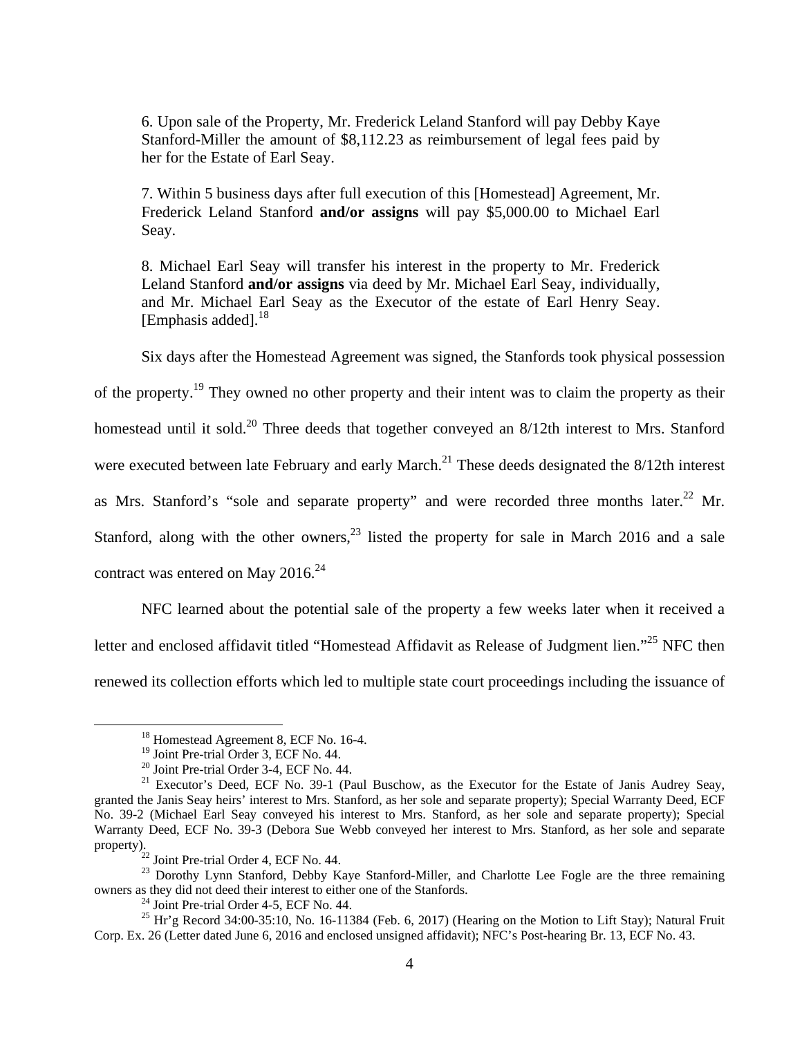> 6. Upon sale of the Property, Mr. Frederick Leland Stanford will pay Debby Kaye Stanford-Miller the amount of $8,112.23 as reimbursement of legal fees paid by her for the Estate of Earl Seay.
>
> 7. Within 5 business days after full execution of this [Homestead] Agreement, Mr. Frederick Leland Stanford **and/or assigns** will pay $5,000.00 to Michael Earl Seay.
>
> 8. Michael Earl Seay will transfer his interest in the property to Mr. Frederick Leland Stanford **and/or assigns** via deed by Mr. Michael Earl Seay, individually, and Mr. Michael Earl Seay as the Executor of the estate of Earl Henry Seay. [Emphasis added].[18]

Six days after the Homestead Agreement was signed, the Stanfords took physical possession of the property.[19] They owned no other property and their intent was to claim the property as their homestead until it sold.[20] Three deeds that together conveyed an 8/12th interest to Mrs. Stanford were executed between late February and early March.[21] These deeds designated the 8/12th interest as Mrs. Stanford's "sole and separate property" and were recorded three months later.[22] Mr. Stanford, along with the other owners,[23] listed the property for sale in March 2016 and a sale contract was entered on May 2016.[24]

NFC learned about the potential sale of the property a few weeks later when it received a letter and enclosed affidavit titled "Homestead Affidavit as Release of Judgment lien."[25] NFC then renewed its collection efforts which led to multiple state court proceedings including the issuance of

---

[18] Homestead Agreement 8, ECF No. 16-4.

[19] Joint Pre-trial Order 3, ECF No. 44.

[20] Joint Pre-trial Order 3-4, ECF No. 44.

[21] Executor's Deed, ECF No. 39-1 (Paul Buschow, as the Executor for the Estate of Janis Audrey Seay, granted the Janis Seay heirs' interest to Mrs. Stanford, as her sole and separate property); Special Warranty Deed, ECF No. 39-2 (Michael Earl Seay conveyed his interest to Mrs. Stanford, as her sole and separate property); Special Warranty Deed, ECF No. 39-3 (Debora Sue Webb conveyed her interest to Mrs. Stanford, as her sole and separate property).

[22] Joint Pre-trial Order 4, ECF No. 44.

[23] Dorothy Lynn Stanford, Debby Kaye Stanford-Miller, and Charlotte Lee Fogle are the three remaining owners as they did not deed their interest to either one of the Stanfords.

[24] Joint Pre-trial Order 4-5, ECF No. 44.

[25] Hr'g Record 34:00-35:10, No. 16-11384 (Feb. 6, 2017) (Hearing on the Motion to Lift Stay); Natural Fruit Corp. Ex. 26 (Letter dated June 6, 2016 and enclosed unsigned affidavit); NFC's Post-hearing Br. 13, ECF No. 43.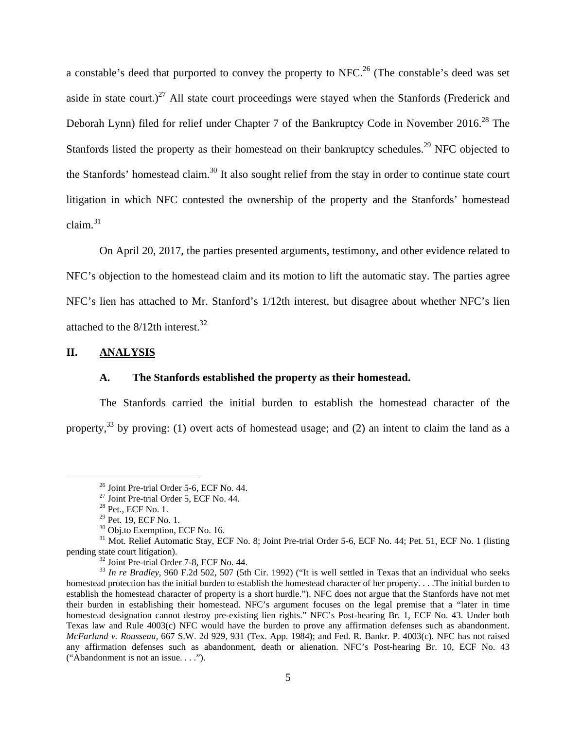a constable's deed that purported to convey the property to NFC.[26] (The constable's deed was set aside in state court.)[27] All state court proceedings were stayed when the Stanfords (Frederick and Deborah Lynn) filed for relief under Chapter 7 of the Bankruptcy Code in November 2016.[28] The Stanfords listed the property as their homestead on their bankruptcy schedules.[29] NFC objected to the Stanfords' homestead claim.[30] It also sought relief from the stay in order to continue state court litigation in which NFC contested the ownership of the property and the Stanfords' homestead claim.[31]

On April 20, 2017, the parties presented arguments, testimony, and other evidence related to NFC's objection to the homestead claim and its motion to lift the automatic stay. The parties agree NFC's lien has attached to Mr. Stanford's 1/12th interest, but disagree about whether NFC's lien attached to the 8/12th interest.[32]

## II. ANALYSIS

### A. The Stanfords established the property as their homestead.

The Stanfords carried the initial burden to establish the homestead character of the property,[33] by proving: (1) overt acts of homestead usage; and (2) an intent to claim the land as a

---

[26] Joint Pre-trial Order 5-6, ECF No. 44.

[27] Joint Pre-trial Order 5, ECF No. 44.

[28] Pet., ECF No. 1.

[29] Pet. 19, ECF No. 1.

[30] Obj.to Exemption, ECF No. 16.

[31] Mot. Relief Automatic Stay, ECF No. 8; Joint Pre-trial Order 5-6, ECF No. 44; Pet. 51, ECF No. 1 (listing pending state court litigation).

[32] Joint Pre-trial Order 7-8, ECF No. 44.

[33] *In re Bradley,* 960 F.2d 502, 507 (5th Cir. 1992) ("It is well settled in Texas that an individual who seeks homestead protection has the initial burden to establish the homestead character of her property. . . .The initial burden to establish the homestead character of property is a short hurdle."). NFC does not argue that the Stanfords have not met their burden in establishing their homestead. NFC's argument focuses on the legal premise that a "later in time homestead designation cannot destroy pre-existing lien rights." NFC's Post-hearing Br. 1, ECF No. 43. Under both Texas law and Rule 4003(c) NFC would have the burden to prove any affirmation defenses such as abandonment. *McFarland v. Rousseau,* 667 S.W. 2d 929, 931 (Tex. App. 1984); and Fed. R. Bankr. P. 4003(c). NFC has not raised any affirmation defenses such as abandonment, death or alienation. NFC's Post-hearing Br. 10, ECF No. 43 ("Abandonment is not an issue. . . .").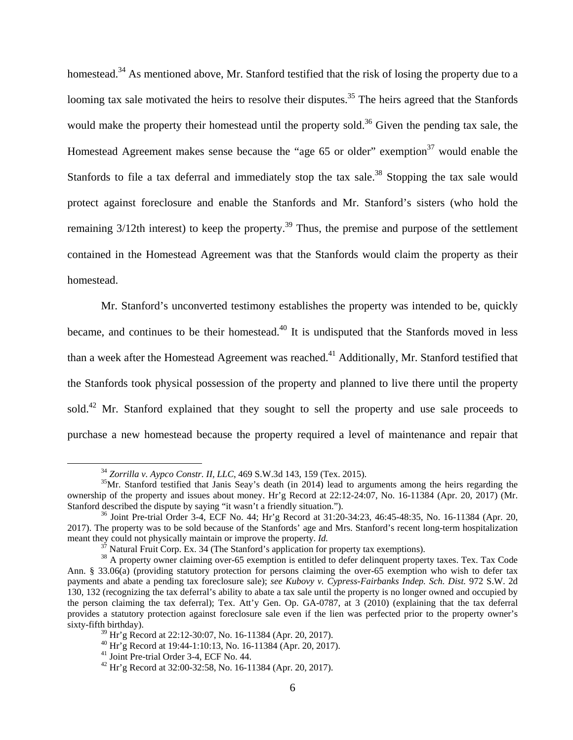homestead.[34] As mentioned above, Mr. Stanford testified that the risk of losing the property due to a looming tax sale motivated the heirs to resolve their disputes.[35] The heirs agreed that the Stanfords would make the property their homestead until the property sold.[36] Given the pending tax sale, the Homestead Agreement makes sense because the "age 65 or older" exemption[37] would enable the Stanfords to file a tax deferral and immediately stop the tax sale.[38] Stopping the tax sale would protect against foreclosure and enable the Stanfords and Mr. Stanford's sisters (who hold the remaining 3/12th interest) to keep the property.[39] Thus, the premise and purpose of the settlement contained in the Homestead Agreement was that the Stanfords would claim the property as their homestead.

Mr. Stanford's unconverted testimony establishes the property was intended to be, quickly became, and continues to be their homestead.[40] It is undisputed that the Stanfords moved in less than a week after the Homestead Agreement was reached.[41] Additionally, Mr. Stanford testified that the Stanfords took physical possession of the property and planned to live there until the property sold.[42] Mr. Stanford explained that they sought to sell the property and use sale proceeds to purchase a new homestead because the property required a level of maintenance and repair that

---

[34] *Zorrilla v. Aypco Constr. II, LLC*, 469 S.W.3d 143, 159 (Tex. 2015).

[35] Mr. Stanford testified that Janis Seay's death (in 2014) lead to arguments among the heirs regarding the ownership of the property and issues about money. Hr'g Record at 22:12-24:07, No. 16-11384 (Apr. 20, 2017) (Mr. Stanford described the dispute by saying "it wasn't a friendly situation.").

[36] Joint Pre-trial Order 3-4, ECF No. 44; Hr'g Record at 31:20-34:23, 46:45-48:35, No. 16-11384 (Apr. 20, 2017). The property was to be sold because of the Stanfords' age and Mrs. Stanford's recent long-term hospitalization meant they could not physically maintain or improve the property. *Id.*

[37] Natural Fruit Corp. Ex. 34 (The Stanford's application for property tax exemptions).

[38] A property owner claiming over-65 exemption is entitled to defer delinquent property taxes. Tex. Tax Code Ann. § 33.06(a) (providing statutory protection for persons claiming the over-65 exemption who wish to defer tax payments and abate a pending tax foreclosure sale); *see Kubovy v. Cypress-Fairbanks Indep. Sch. Dist.* 972 S.W. 2d 130, 132 (recognizing the tax deferral's ability to abate a tax sale until the property is no longer owned and occupied by the person claiming the tax deferral); Tex. Att'y Gen. Op. GA-0787, at 3 (2010) (explaining that the tax deferral provides a statutory protection against foreclosure sale even if the lien was perfected prior to the property owner's sixty-fifth birthday).

[39] Hr'g Record at 22:12-30:07, No. 16-11384 (Apr. 20, 2017).

[40] Hr'g Record at 19:44-1:10:13, No. 16-11384 (Apr. 20, 2017).

[41] Joint Pre-trial Order 3-4, ECF No. 44.

[42] Hr'g Record at 32:00-32:58, No. 16-11384 (Apr. 20, 2017).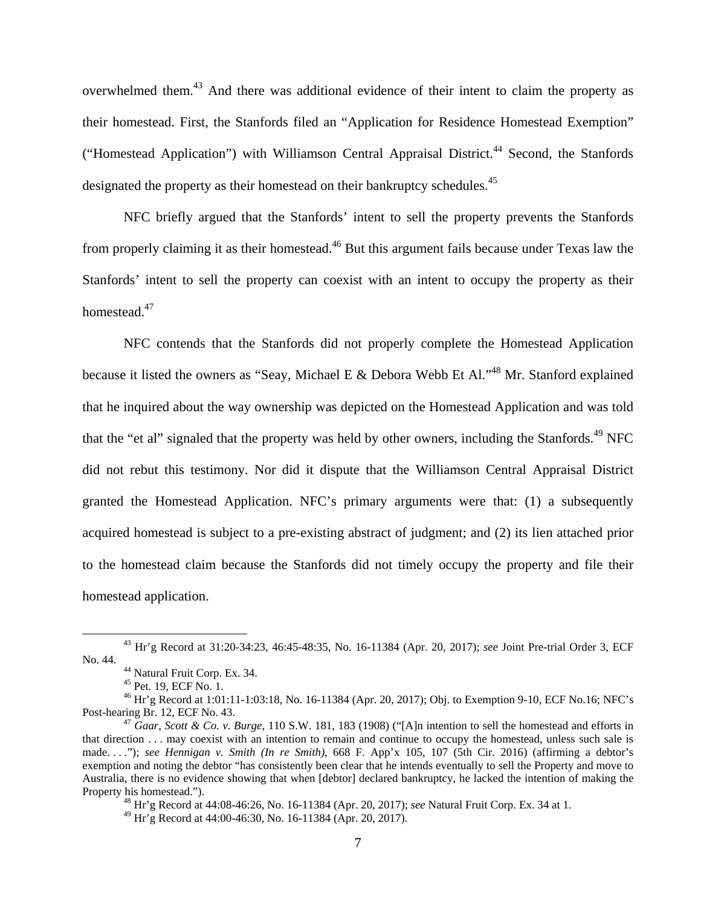overwhelmed them.[43] And there was additional evidence of their intent to claim the property as their homestead. First, the Stanfords filed an "Application for Residence Homestead Exemption" ("Homestead Application") with Williamson Central Appraisal District.[44] Second, the Stanfords designated the property as their homestead on their bankruptcy schedules.[45]

NFC briefly argued that the Stanfords' intent to sell the property prevents the Stanfords from properly claiming it as their homestead.[46] But this argument fails because under Texas law the Stanfords' intent to sell the property can coexist with an intent to occupy the property as their homestead.[47]

NFC contends that the Stanfords did not properly complete the Homestead Application because it listed the owners as "Seay, Michael E & Debora Webb Et Al."[48] Mr. Stanford explained that he inquired about the way ownership was depicted on the Homestead Application and was told that the "et al" signaled that the property was held by other owners, including the Stanfords.[49] NFC did not rebut this testimony. Nor did it dispute that the Williamson Central Appraisal District granted the Homestead Application. NFC's primary arguments were that: (1) a subsequently acquired homestead is subject to a pre-existing abstract of judgment; and (2) its lien attached prior to the homestead claim because the Stanfords did not timely occupy the property and file their homestead application.

---

[43] Hr'g Record at 31:20-34:23, 46:45-48:35, No. 16-11384 (Apr. 20, 2017); *see* Joint Pre-trial Order 3, ECF No. 44.

[44] Natural Fruit Corp. Ex. 34.

[45] Pet. 19, ECF No. 1.

[46] Hr'g Record at 1:01:11-1:03:18, No. 16-11384 (Apr. 20, 2017); Obj. to Exemption 9-10, ECF No.16; NFC's Post-hearing Br. 12, ECF No. 43.

[47] *Gaar, Scott & Co. v. Burge*, 110 S.W. 181, 183 (1908) ("[A]n intention to sell the homestead and efforts in that direction . . . may coexist with an intention to remain and continue to occupy the homestead, unless such sale is made. . . ."); *see Hennigan v. Smith (In re Smith)*, 668 F. App'x 105, 107 (5th Cir. 2016) (affirming a debtor's exemption and noting the debtor "has consistently been clear that he intends eventually to sell the Property and move to Australia, there is no evidence showing that when [debtor] declared bankruptcy, he lacked the intention of making the Property his homestead.").

[48] Hr'g Record at 44:08-46:26, No. 16-11384 (Apr. 20, 2017); *see* Natural Fruit Corp. Ex. 34 at 1.

[49] Hr'g Record at 44:00-46:30, No. 16-11384 (Apr. 20, 2017).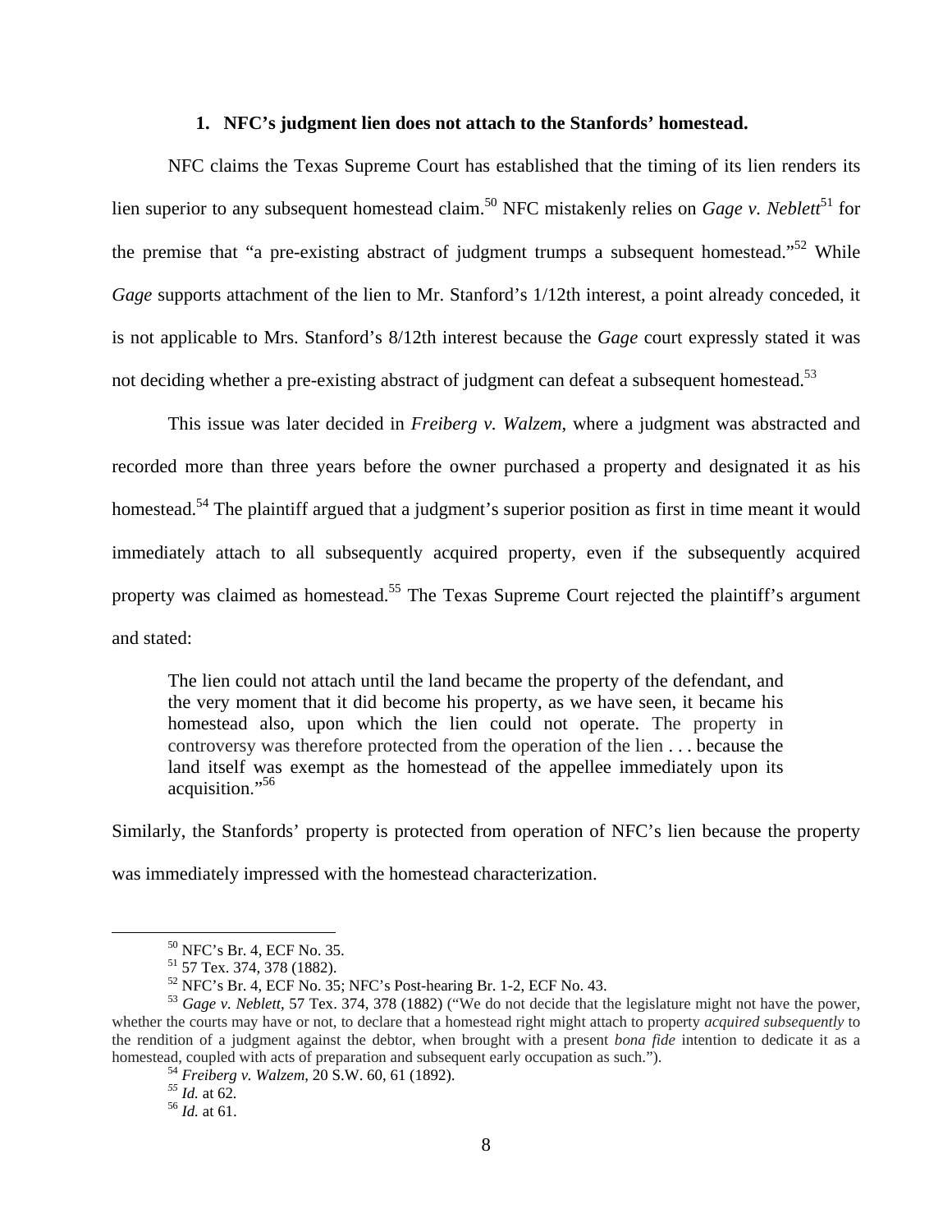### 1. NFC's judgment lien does not attach to the Stanfords' homestead.

NFC claims the Texas Supreme Court has established that the timing of its lien renders its lien superior to any subsequent homestead claim.[50] NFC mistakenly relies on *Gage v. Neblett*[51] for the premise that "a pre-existing abstract of judgment trumps a subsequent homestead."[52] While *Gage* supports attachment of the lien to Mr. Stanford's 1/12th interest, a point already conceded, it is not applicable to Mrs. Stanford's 8/12th interest because the *Gage* court expressly stated it was not deciding whether a pre-existing abstract of judgment can defeat a subsequent homestead.[53]

This issue was later decided in *Freiberg v. Walzem*, where a judgment was abstracted and recorded more than three years before the owner purchased a property and designated it as his homestead.[54] The plaintiff argued that a judgment's superior position as first in time meant it would immediately attach to all subsequently acquired property, even if the subsequently acquired property was claimed as homestead.[55] The Texas Supreme Court rejected the plaintiff's argument and stated:

> The lien could not attach until the land became the property of the defendant, and the very moment that it did become his property, as we have seen, it became his homestead also, upon which the lien could not operate. The property in controversy was therefore protected from the operation of the lien . . . because the land itself was exempt as the homestead of the appellee immediately upon its acquisition."[56]

Similarly, the Stanfords' property is protected from operation of NFC's lien because the property was immediately impressed with the homestead characterization.

---

[50] NFC's Br. 4, ECF No. 35.

[51] 57 Tex. 374, 378 (1882).

[52] NFC's Br. 4, ECF No. 35; NFC's Post-hearing Br. 1-2, ECF No. 43.

[53] *Gage v. Neblett*, 57 Tex. 374, 378 (1882) ("We do not decide that the legislature might not have the power, whether the courts may have or not, to declare that a homestead right might attach to property *acquired subsequently* to the rendition of a judgment against the debtor, when brought with a present *bona fide* intention to dedicate it as a homestead, coupled with acts of preparation and subsequent early occupation as such.").

[54] *Freiberg v. Walzem*, 20 S.W. 60, 61 (1892).

[55] *Id.* at 62.

[56] *Id.* at 61.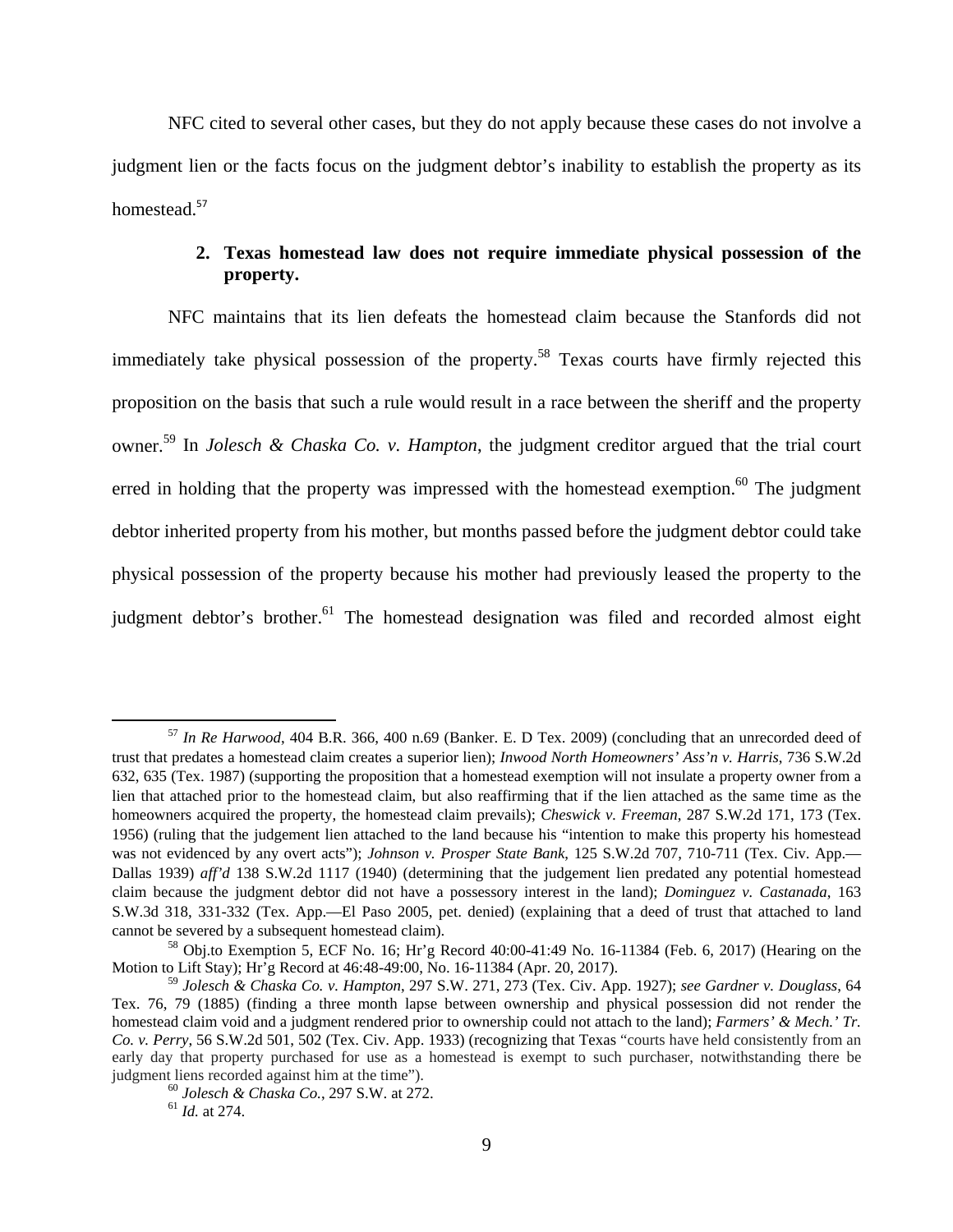NFC cited to several other cases, but they do not apply because these cases do not involve a judgment lien or the facts focus on the judgment debtor's inability to establish the property as its homestead.[57]

**2. Texas homestead law does not require immediate physical possession of the property.**

NFC maintains that its lien defeats the homestead claim because the Stanfords did not immediately take physical possession of the property.[58] Texas courts have firmly rejected this proposition on the basis that such a rule would result in a race between the sheriff and the property owner.[59] In *Jolesch & Chaska Co. v. Hampton*, the judgment creditor argued that the trial court erred in holding that the property was impressed with the homestead exemption.[60] The judgment debtor inherited property from his mother, but months passed before the judgment debtor could take physical possession of the property because his mother had previously leased the property to the judgment debtor's brother.[61] The homestead designation was filed and recorded almost eight

---

[57] *In Re Harwood*, 404 B.R. 366, 400 n.69 (Banker. E. D Tex. 2009) (concluding that an unrecorded deed of trust that predates a homestead claim creates a superior lien); *Inwood North Homeowners' Ass'n v. Harris*, 736 S.W.2d 632, 635 (Tex. 1987) (supporting the proposition that a homestead exemption will not insulate a property owner from a lien that attached prior to the homestead claim, but also reaffirming that if the lien attached as the same time as the homeowners acquired the property, the homestead claim prevails); *Cheswick v. Freeman*, 287 S.W.2d 171, 173 (Tex. 1956) (ruling that the judgement lien attached to the land because his "intention to make this property his homestead was not evidenced by any overt acts"); *Johnson v. Prosper State Bank*, 125 S.W.2d 707, 710-711 (Tex. Civ. App.—Dallas 1939) *aff'd* 138 S.W.2d 1117 (1940) (determining that the judgement lien predated any potential homestead claim because the judgment debtor did not have a possessory interest in the land); *Dominguez v. Castanada*, 163 S.W.3d 318, 331-332 (Tex. App.—El Paso 2005, pet. denied) (explaining that a deed of trust that attached to land cannot be severed by a subsequent homestead claim).

[58] Obj.to Exemption 5, ECF No. 16; Hr'g Record 40:00-41:49 No. 16-11384 (Feb. 6, 2017) (Hearing on the Motion to Lift Stay); Hr'g Record at 46:48-49:00, No. 16-11384 (Apr. 20, 2017).

[59] *Jolesch & Chaska Co. v. Hampton*, 297 S.W. 271, 273 (Tex. Civ. App. 1927); *see Gardner v. Douglass*, 64 Tex. 76, 79 (1885) (finding a three month lapse between ownership and physical possession did not render the homestead claim void and a judgment rendered prior to ownership could not attach to the land); *Farmers' & Mech.' Tr. Co. v. Perry*, 56 S.W.2d 501, 502 (Tex. Civ. App. 1933) (recognizing that Texas "courts have held consistently from an early day that property purchased for use as a homestead is exempt to such purchaser, notwithstanding there be judgment liens recorded against him at the time").

[60] *Jolesch & Chaska Co.*, 297 S.W. at 272.

[61] *Id.* at 274.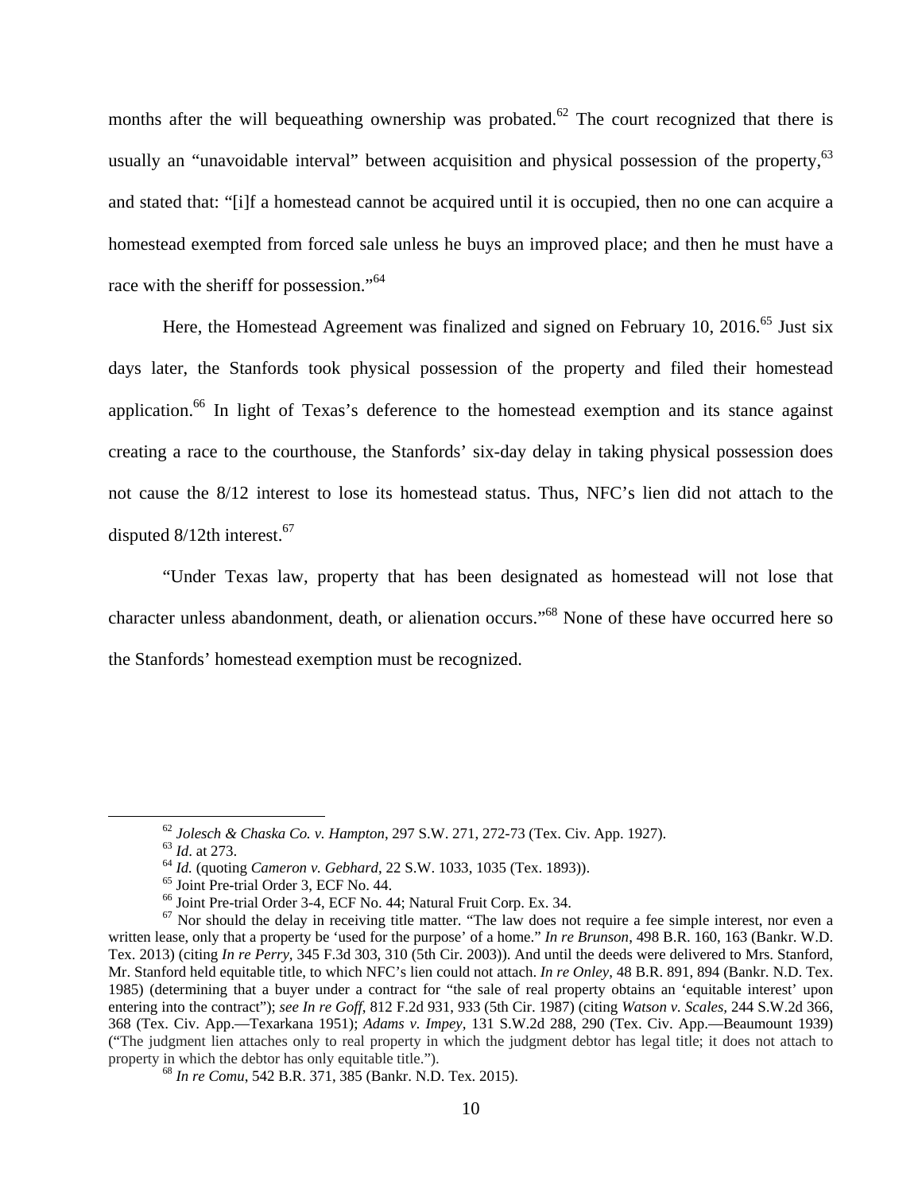months after the will bequeathing ownership was probated.[62] The court recognized that there is usually an "unavoidable interval" between acquisition and physical possession of the property,[63] and stated that: "[i]f a homestead cannot be acquired until it is occupied, then no one can acquire a homestead exempted from forced sale unless he buys an improved place; and then he must have a race with the sheriff for possession."[64]

Here, the Homestead Agreement was finalized and signed on February 10, 2016.[65] Just six days later, the Stanfords took physical possession of the property and filed their homestead application.[66] In light of Texas's deference to the homestead exemption and its stance against creating a race to the courthouse, the Stanfords' six-day delay in taking physical possession does not cause the 8/12 interest to lose its homestead status. Thus, NFC's lien did not attach to the disputed 8/12th interest.[67]

"Under Texas law, property that has been designated as homestead will not lose that character unless abandonment, death, or alienation occurs."[68] None of these have occurred here so the Stanfords' homestead exemption must be recognized.

---

[62] *Jolesch & Chaska Co. v. Hampton*, 297 S.W. 271, 272-73 (Tex. Civ. App. 1927).

[63] *Id*. at 273.

[64] *Id.* (quoting *Cameron v. Gebhard*, 22 S.W. 1033, 1035 (Tex. 1893)).

[65] Joint Pre-trial Order 3, ECF No. 44.

[66] Joint Pre-trial Order 3-4, ECF No. 44; Natural Fruit Corp. Ex. 34.

[67] Nor should the delay in receiving title matter. "The law does not require a fee simple interest, nor even a written lease, only that a property be 'used for the purpose' of a home." *In re Brunson*, 498 B.R. 160, 163 (Bankr. W.D. Tex. 2013) (citing *In re Perry,* 345 F.3d 303, 310 (5th Cir. 2003)). And until the deeds were delivered to Mrs. Stanford, Mr. Stanford held equitable title, to which NFC's lien could not attach. *In re Onley*, 48 B.R. 891, 894 (Bankr. N.D. Tex. 1985) (determining that a buyer under a contract for "the sale of real property obtains an 'equitable interest' upon entering into the contract"); *see In re Goff*, 812 F.2d 931, 933 (5th Cir. 1987) (citing *Watson v. Scales,* 244 S.W.2d 366, 368 (Tex. Civ. App.—Texarkana 1951); *Adams v. Impey,* 131 S.W.2d 288, 290 (Tex. Civ. App.—Beaumount 1939) ("The judgment lien attaches only to real property in which the judgment debtor has legal title; it does not attach to property in which the debtor has only equitable title.").

[68] *In re Comu*, 542 B.R. 371, 385 (Bankr. N.D. Tex. 2015).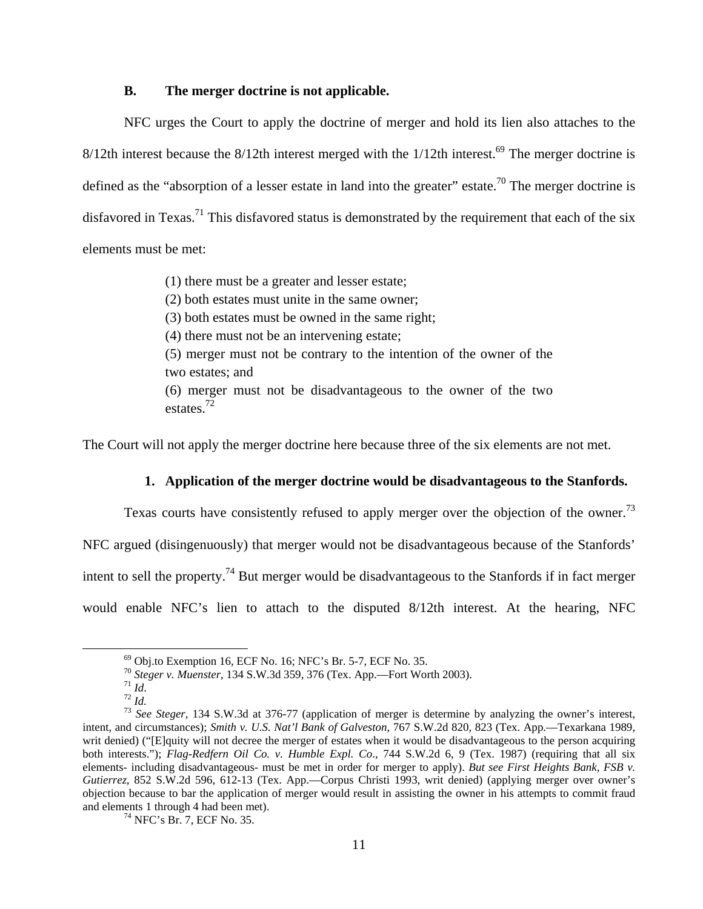### B. The merger doctrine is not applicable.

NFC urges the Court to apply the doctrine of merger and hold its lien also attaches to the 8/12th interest because the 8/12th interest merged with the 1/12th interest.[69] The merger doctrine is defined as the "absorption of a lesser estate in land into the greater" estate.[70] The merger doctrine is disfavored in Texas.[71] This disfavored status is demonstrated by the requirement that each of the six elements must be met:

> (1) there must be a greater and lesser estate;
> (2) both estates must unite in the same owner;
> (3) both estates must be owned in the same right;
> (4) there must not be an intervening estate;
> (5) merger must not be contrary to the intention of the owner of the two estates; and
> (6) merger must not be disadvantageous to the owner of the two estates.[72]

The Court will not apply the merger doctrine here because three of the six elements are not met.

#### 1. Application of the merger doctrine would be disadvantageous to the Stanfords.

Texas courts have consistently refused to apply merger over the objection of the owner.[73] NFC argued (disingenuously) that merger would not be disadvantageous because of the Stanfords' intent to sell the property.[74] But merger would be disadvantageous to the Stanfords if in fact merger would enable NFC's lien to attach to the disputed 8/12th interest. At the hearing, NFC

---

[69] Obj.to Exemption 16, ECF No. 16; NFC's Br. 5-7, ECF No. 35.

[70] *Steger v. Muenster*, 134 S.W.3d 359, 376 (Tex. App.—Fort Worth 2003).

[71] *Id*.

[72] *Id.*

[73] *See Steger*, 134 S.W.3d at 376-77 (application of merger is determine by analyzing the owner's interest, intent, and circumstances); *Smith v. U.S. Nat'l Bank of Galveston*, 767 S.W.2d 820, 823 (Tex. App.—Texarkana 1989, writ denied) ("[E]quity will not decree the merger of estates when it would be disadvantageous to the person acquiring both interests."); *Flag-Redfern Oil Co. v. Humble Expl. Co*., 744 S.W.2d 6, 9 (Tex. 1987) (requiring that all six elements- including disadvantageous- must be met in order for merger to apply). *But see First Heights Bank, FSB v. Gutierrez*, 852 S.W.2d 596, 612-13 (Tex. App.—Corpus Christi 1993, writ denied) (applying merger over owner's objection because to bar the application of merger would result in assisting the owner in his attempts to commit fraud and elements 1 through 4 had been met).

[74] NFC's Br. 7, ECF No. 35.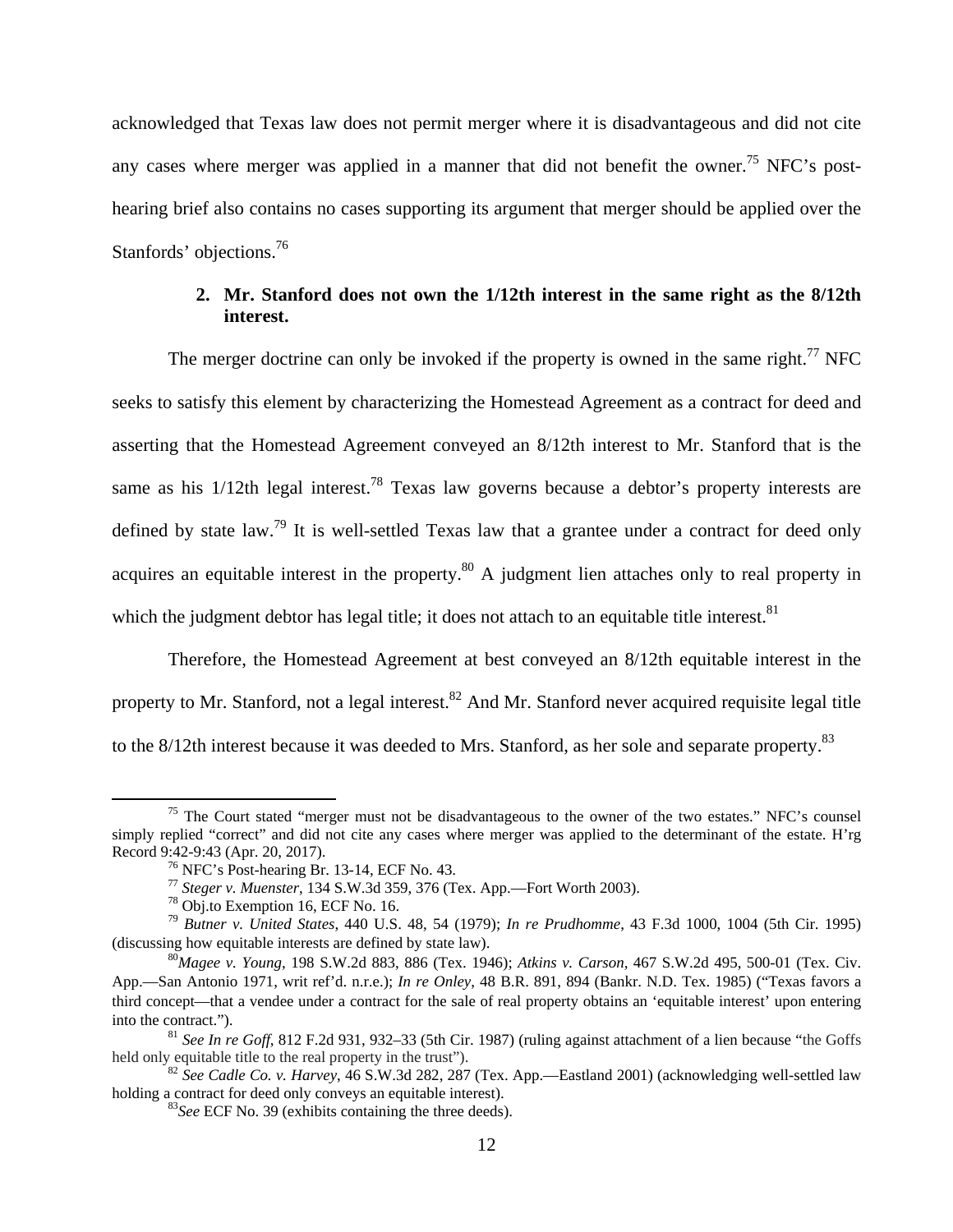acknowledged that Texas law does not permit merger where it is disadvantageous and did not cite any cases where merger was applied in a manner that did not benefit the owner.[75] NFC's post-hearing brief also contains no cases supporting its argument that merger should be applied over the Stanfords' objections.[76]

**2. Mr. Stanford does not own the 1/12th interest in the same right as the 8/12th interest.**

The merger doctrine can only be invoked if the property is owned in the same right.[77] NFC seeks to satisfy this element by characterizing the Homestead Agreement as a contract for deed and asserting that the Homestead Agreement conveyed an 8/12th interest to Mr. Stanford that is the same as his 1/12th legal interest.[78] Texas law governs because a debtor's property interests are defined by state law.[79] It is well-settled Texas law that a grantee under a contract for deed only acquires an equitable interest in the property.[80] A judgment lien attaches only to real property in which the judgment debtor has legal title; it does not attach to an equitable title interest.[81]

Therefore, the Homestead Agreement at best conveyed an 8/12th equitable interest in the property to Mr. Stanford, not a legal interest.[82] And Mr. Stanford never acquired requisite legal title to the 8/12th interest because it was deeded to Mrs. Stanford, as her sole and separate property.[83]

---

[75] The Court stated "merger must not be disadvantageous to the owner of the two estates." NFC's counsel simply replied "correct" and did not cite any cases where merger was applied to the determinant of the estate. H'rg Record 9:42-9:43 (Apr. 20, 2017).

[76] NFC's Post-hearing Br. 13-14, ECF No. 43.

[77] *Steger v. Muenster*, 134 S.W.3d 359, 376 (Tex. App.—Fort Worth 2003).

[78] Obj.to Exemption 16, ECF No. 16.

[79] *Butner v. United States*, 440 U.S. 48, 54 (1979); *In re Prudhomme*, 43 F.3d 1000, 1004 (5th Cir. 1995) (discussing how equitable interests are defined by state law).

[80] *Magee v. Young*, 198 S.W.2d 883, 886 (Tex. 1946); *Atkins v. Carson*, 467 S.W.2d 495, 500-01 (Tex. Civ. App.—San Antonio 1971, writ ref'd. n.r.e.); *In re Onley*, 48 B.R. 891, 894 (Bankr. N.D. Tex. 1985) ("Texas favors a third concept—that a vendee under a contract for the sale of real property obtains an 'equitable interest' upon entering into the contract.").

[81] *See In re Goff*, 812 F.2d 931, 932–33 (5th Cir. 1987) (ruling against attachment of a lien because "the Goffs held only equitable title to the real property in the trust").

[82] *See Cadle Co. v. Harvey*, 46 S.W.3d 282, 287 (Tex. App.—Eastland 2001) (acknowledging well-settled law holding a contract for deed only conveys an equitable interest).

[83] *See* ECF No. 39 (exhibits containing the three deeds).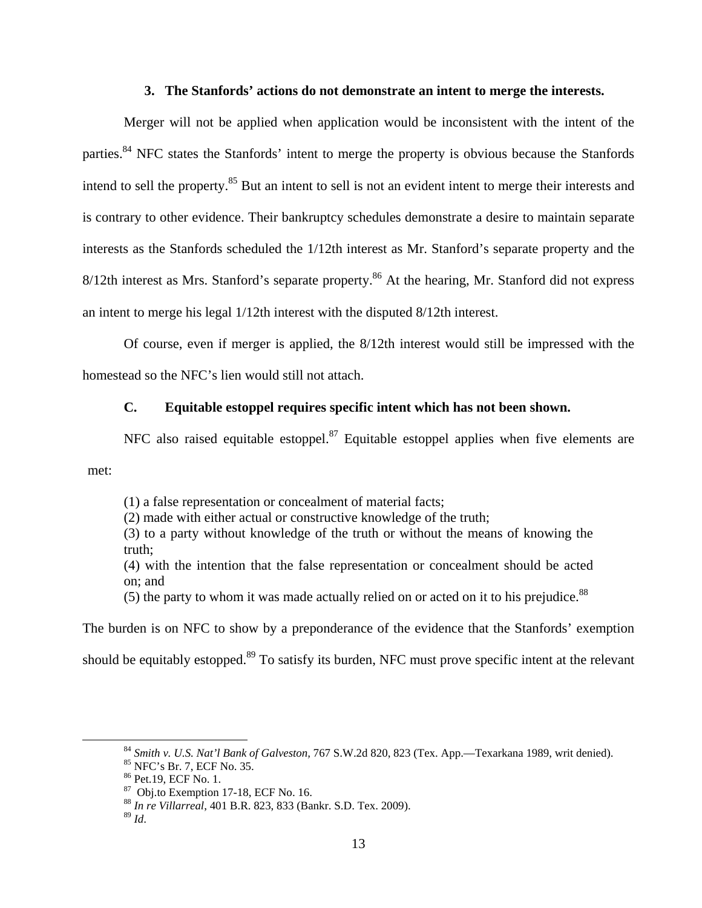### 3. The Stanfords' actions do not demonstrate an intent to merge the interests.

Merger will not be applied when application would be inconsistent with the intent of the parties.[84] NFC states the Stanfords' intent to merge the property is obvious because the Stanfords intend to sell the property.[85] But an intent to sell is not an evident intent to merge their interests and is contrary to other evidence. Their bankruptcy schedules demonstrate a desire to maintain separate interests as the Stanfords scheduled the 1/12th interest as Mr. Stanford's separate property and the 8/12th interest as Mrs. Stanford's separate property.[86] At the hearing, Mr. Stanford did not express an intent to merge his legal 1/12th interest with the disputed 8/12th interest.

Of course, even if merger is applied, the 8/12th interest would still be impressed with the homestead so the NFC's lien would still not attach.

## C. Equitable estoppel requires specific intent which has not been shown.

NFC also raised equitable estoppel.[87] Equitable estoppel applies when five elements are met:

> (1) a false representation or concealment of material facts;
> (2) made with either actual or constructive knowledge of the truth;
> (3) to a party without knowledge of the truth or without the means of knowing the truth;
> (4) with the intention that the false representation or concealment should be acted on; and
> (5) the party to whom it was made actually relied on or acted on it to his prejudice.[88]

The burden is on NFC to show by a preponderance of the evidence that the Stanfords' exemption should be equitably estopped.[89] To satisfy its burden, NFC must prove specific intent at the relevant

---

[84] *Smith v. U.S. Nat'l Bank of Galveston*, 767 S.W.2d 820, 823 (Tex. App.—Texarkana 1989, writ denied).
[85] NFC's Br. 7, ECF No. 35.
[86] Pet.19, ECF No. 1.
[87] Obj.to Exemption 17-18, ECF No. 16.
[88] *In re Villarreal*, 401 B.R. 823, 833 (Bankr. S.D. Tex. 2009).
[89] *Id*.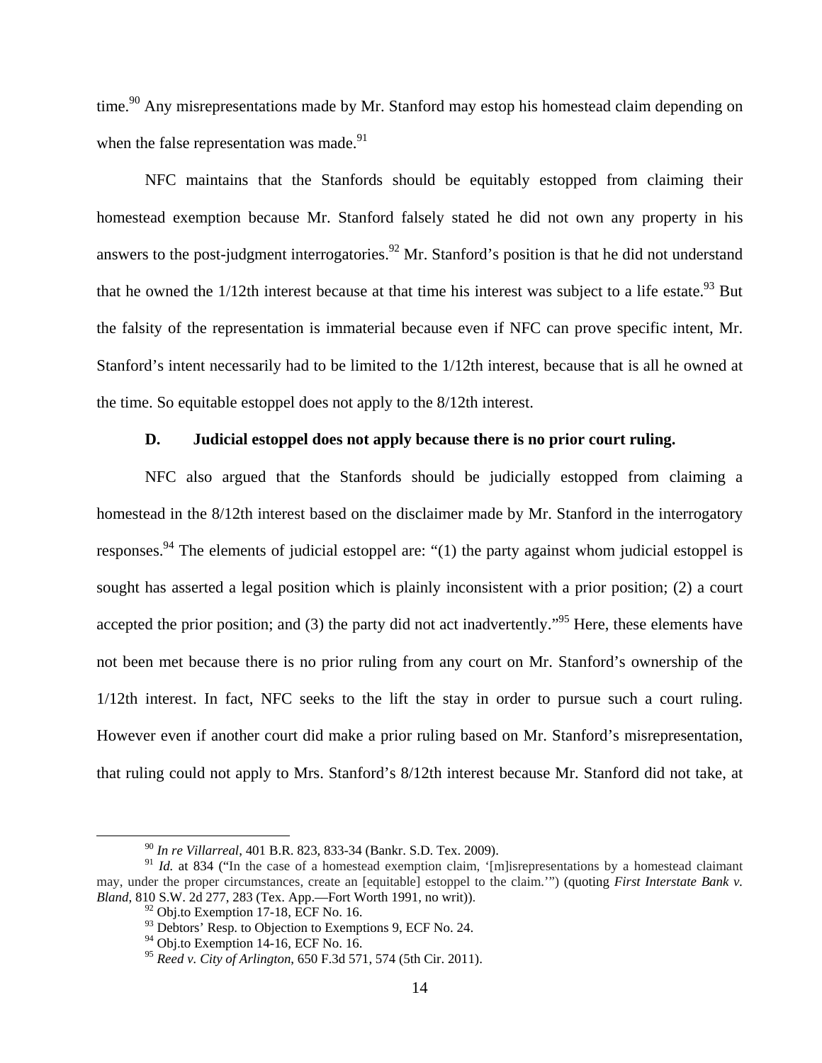time.[90] Any misrepresentations made by Mr. Stanford may estop his homestead claim depending on when the false representation was made.[91]

NFC maintains that the Stanfords should be equitably estopped from claiming their homestead exemption because Mr. Stanford falsely stated he did not own any property in his answers to the post-judgment interrogatories.[92] Mr. Stanford's position is that he did not understand that he owned the 1/12th interest because at that time his interest was subject to a life estate.[93] But the falsity of the representation is immaterial because even if NFC can prove specific intent, Mr. Stanford's intent necessarily had to be limited to the 1/12th interest, because that is all he owned at the time. So equitable estoppel does not apply to the 8/12th interest.

### D. Judicial estoppel does not apply because there is no prior court ruling.

NFC also argued that the Stanfords should be judicially estopped from claiming a homestead in the 8/12th interest based on the disclaimer made by Mr. Stanford in the interrogatory responses.[94] The elements of judicial estoppel are: "(1) the party against whom judicial estoppel is sought has asserted a legal position which is plainly inconsistent with a prior position; (2) a court accepted the prior position; and (3) the party did not act inadvertently."[95] Here, these elements have not been met because there is no prior ruling from any court on Mr. Stanford's ownership of the 1/12th interest. In fact, NFC seeks to the lift the stay in order to pursue such a court ruling. However even if another court did make a prior ruling based on Mr. Stanford's misrepresentation, that ruling could not apply to Mrs. Stanford's 8/12th interest because Mr. Stanford did not take, at

---

[90] *In re Villarreal*, 401 B.R. 823, 833-34 (Bankr. S.D. Tex. 2009).

[91] *Id.* at 834 ("In the case of a homestead exemption claim, '[m]isrepresentations by a homestead claimant may, under the proper circumstances, create an [equitable] estoppel to the claim.'") (quoting *First Interstate Bank v. Bland*, 810 S.W. 2d 277, 283 (Tex. App.—Fort Worth 1991, no writ)).

[92] Obj.to Exemption 17-18, ECF No. 16.

[93] Debtors' Resp. to Objection to Exemptions 9, ECF No. 24.

[94] Obj.to Exemption 14-16, ECF No. 16.

[95] *Reed v. City of Arlington*, 650 F.3d 571, 574 (5th Cir. 2011).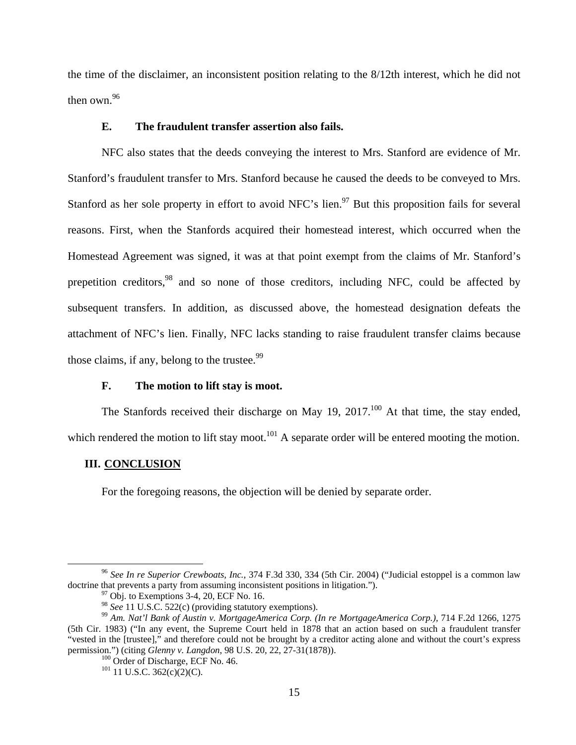the time of the disclaimer, an inconsistent position relating to the 8/12th interest, which he did not then own.[96]

### E. The fraudulent transfer assertion also fails.

NFC also states that the deeds conveying the interest to Mrs. Stanford are evidence of Mr. Stanford's fraudulent transfer to Mrs. Stanford because he caused the deeds to be conveyed to Mrs. Stanford as her sole property in effort to avoid NFC's lien.[97] But this proposition fails for several reasons. First, when the Stanfords acquired their homestead interest, which occurred when the Homestead Agreement was signed, it was at that point exempt from the claims of Mr. Stanford's prepetition creditors,[98] and so none of those creditors, including NFC, could be affected by subsequent transfers. In addition, as discussed above, the homestead designation defeats the attachment of NFC's lien. Finally, NFC lacks standing to raise fraudulent transfer claims because those claims, if any, belong to the trustee.[99]

### F. The motion to lift stay is moot.

The Stanfords received their discharge on May 19, 2017.[100] At that time, the stay ended, which rendered the motion to lift stay moot.[101] A separate order will be entered mooting the motion.

## III. CONCLUSION

For the foregoing reasons, the objection will be denied by separate order.

---

[96] *See In re Superior Crewboats, Inc.*, 374 F.3d 330, 334 (5th Cir. 2004) ("Judicial estoppel is a common law doctrine that prevents a party from assuming inconsistent positions in litigation.").

[97] Obj. to Exemptions 3-4, 20, ECF No. 16.

[98] *See* 11 U.S.C. 522(c) (providing statutory exemptions).

[99] *Am. Nat'l Bank of Austin v. MortgageAmerica Corp. (In re MortgageAmerica Corp.)*, 714 F.2d 1266, 1275 (5th Cir. 1983) ("In any event, the Supreme Court held in 1878 that an action based on such a fraudulent transfer "vested in the [trustee]," and therefore could not be brought by a creditor acting alone and without the court's express permission.") (citing *Glenny v. Langdon*, 98 U.S. 20, 22, 27-31(1878)).

[100] Order of Discharge, ECF No. 46.

[101] 11 U.S.C. 362(c)(2)(C).